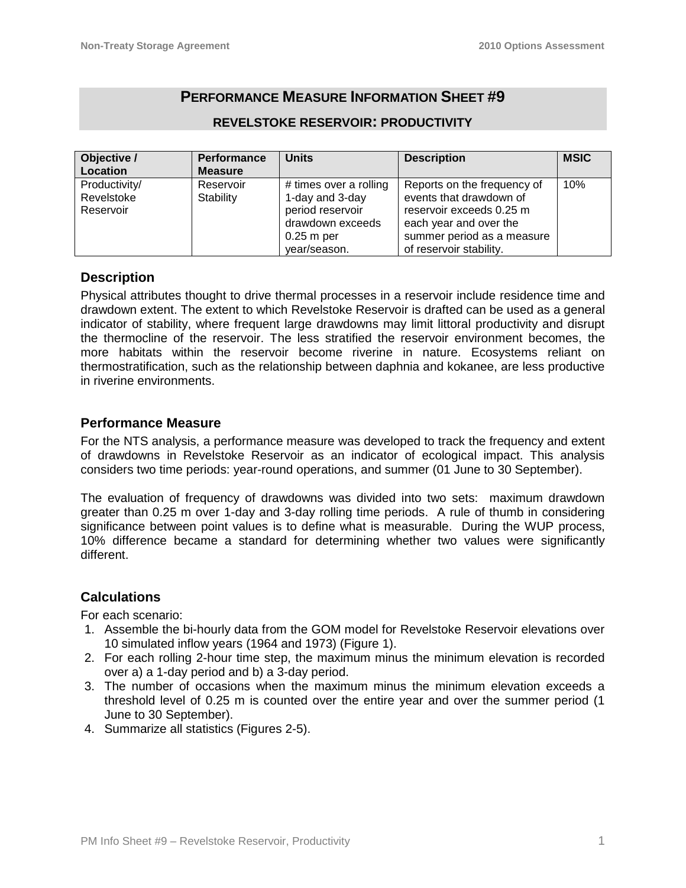# PERFORMANCE MEASURE INFORMATION SHEET #9

## REVELSTOKE RESERVOIR: PRODUCTIVITY

| Objective / Location | Performance Measure | Units | Description | MSIC |
|---|---|---|---|---|
| Productivity/ Revelstoke Reservoir | Reservoir Stability | # times over a rolling 1-day and 3-day period reservoir drawdown exceeds 0.25 m per year/season. | Reports on the frequency of events that drawdown of reservoir exceeds 0.25 m each year and over the summer period as a measure of reservoir stability. | 10% |

### Description

Physical attributes thought to drive thermal processes in a reservoir include residence time and drawdown extent. The extent to which Revelstoke Reservoir is drafted can be used as a general indicator of stability, where frequent large drawdowns may limit littoral productivity and disrupt the thermocline of the reservoir. The less stratified the reservoir environment becomes, the more habitats within the reservoir become riverine in nature. Ecosystems reliant on thermostratification, such as the relationship between daphnia and kokanee, are less productive in riverine environments.

### Performance Measure

For the NTS analysis, a performance measure was developed to track the frequency and extent of drawdowns in Revelstoke Reservoir as an indicator of ecological impact. This analysis considers two time periods: year-round operations, and summer (01 June to 30 September).

The evaluation of frequency of drawdowns was divided into two sets: maximum drawdown greater than 0.25 m over 1-day and 3-day rolling time periods. A rule of thumb in considering significance between point values is to define what is measurable. During the WUP process, 10% difference became a standard for determining whether two values were significantly different.

### Calculations

For each scenario:

1. Assemble the bi-hourly data from the GOM model for Revelstoke Reservoir elevations over 10 simulated inflow years (1964 and 1973) (Figure 1).
2. For each rolling 2-hour time step, the maximum minus the minimum elevation is recorded over a) a 1-day period and b) a 3-day period.
3. The number of occasions when the maximum minus the minimum elevation exceeds a threshold level of 0.25 m is counted over the entire year and over the summer period (1 June to 30 September).
4. Summarize all statistics (Figures 2-5).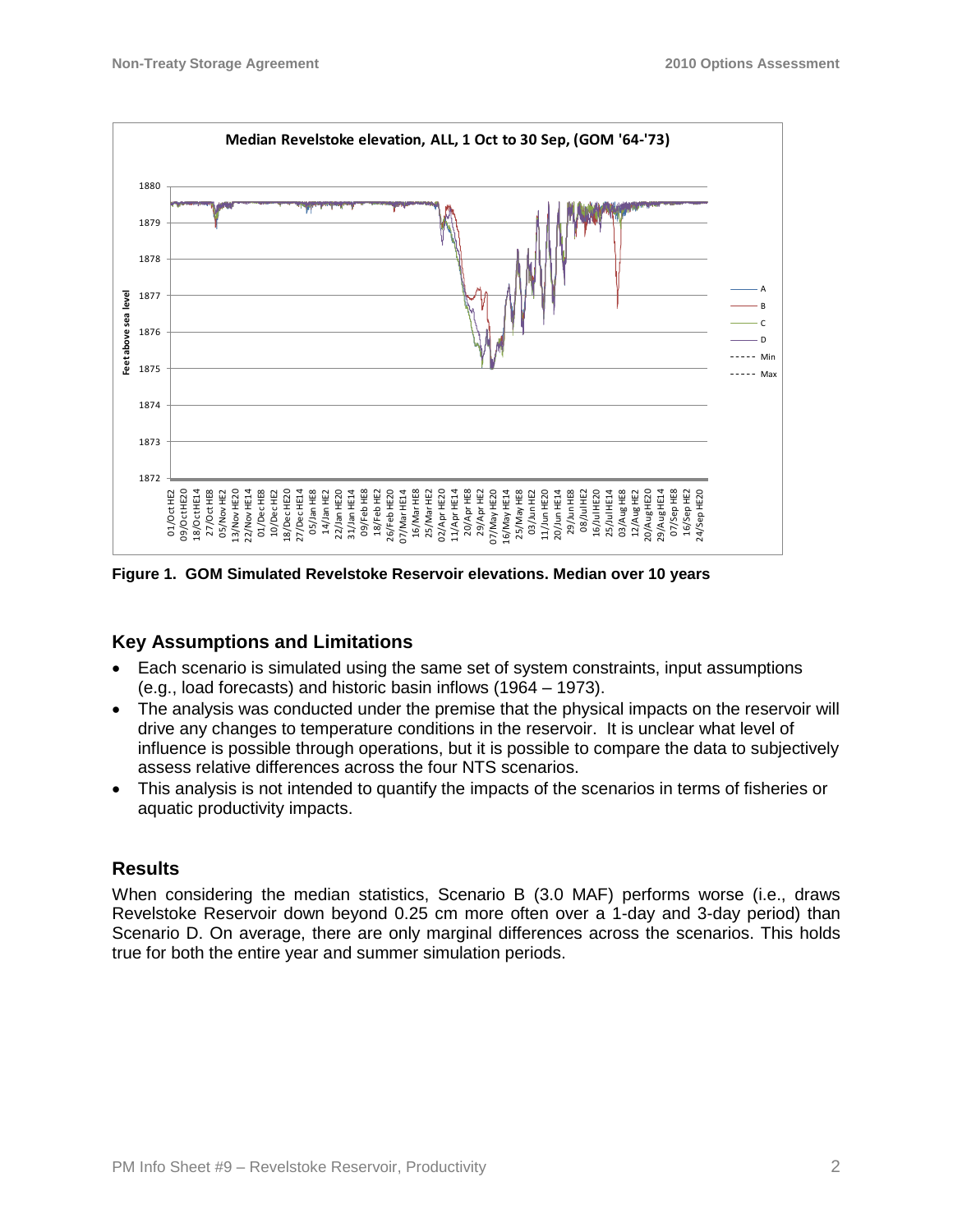Figure 1. GOM Simulated Revelstoke Reservoir elevations. Median over 10 years

## Key Assumptions and Limitations

- Each scenario is simulated using the same set of system constraints, input assumptions (e.g., load forecasts) and historic basin inflows (1964 – 1973).
- The analysis was conducted under the premise that the physical impacts on the reservoir will drive any changes to temperature conditions in the reservoir. It is unclear what level of influence is possible through operations, but it is possible to compare the data to subjectively assess relative differences across the four NTS scenarios.
- This analysis is not intended to quantify the impacts of the scenarios in terms of fisheries or aquatic productivity impacts.

## Results

When considering the median statistics, Scenario B (3.0 MAF) performs worse (i.e., draws Revelstoke Reservoir down beyond 0.25 cm more often over a 1-day and 3-day period) than Scenario D. On average, there are only marginal differences across the scenarios. This holds true for both the entire year and summer simulation periods.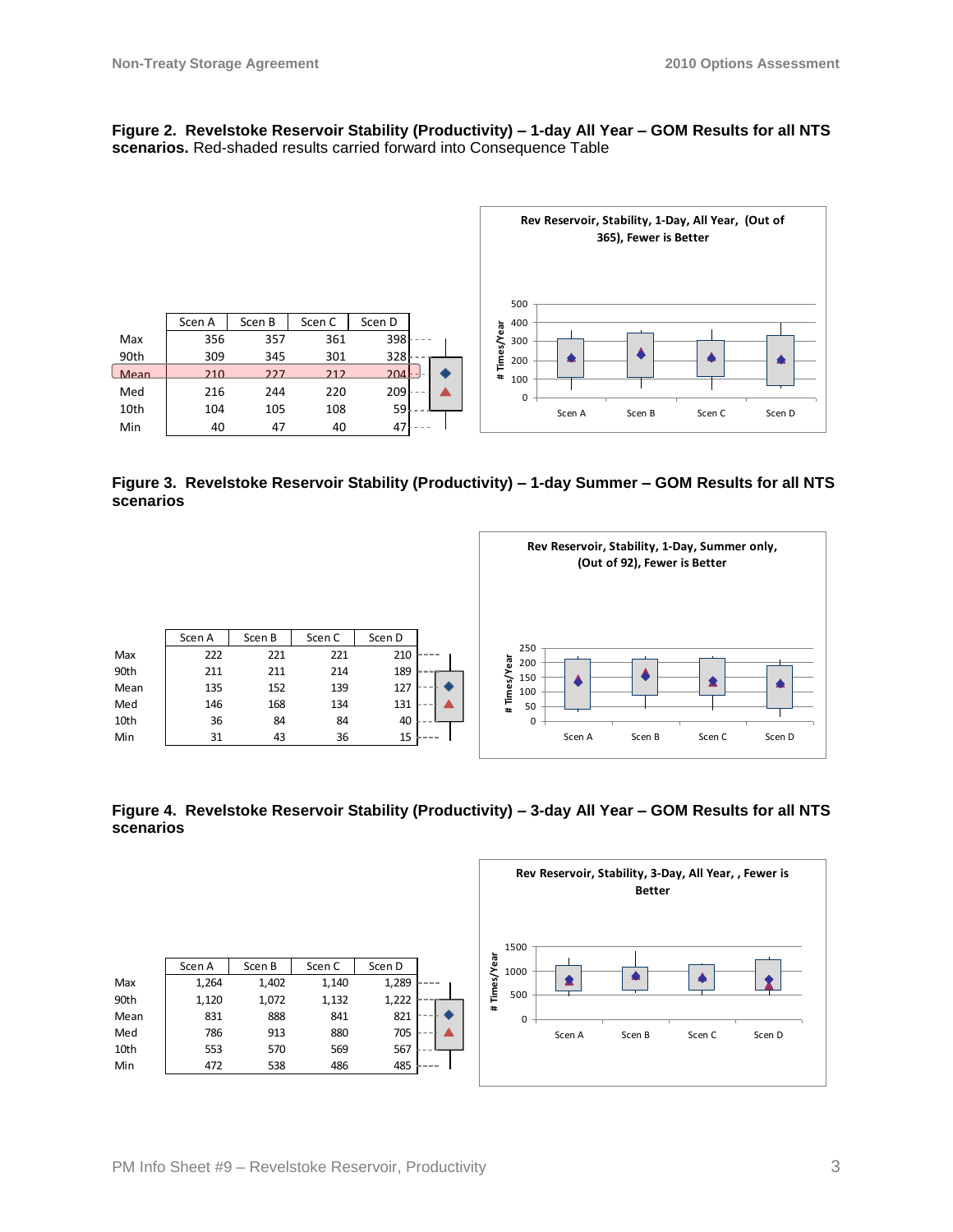**Figure 2. Revelstoke Reservoir Stability (Productivity) – 1-day All Year – GOM Results for all NTS scenarios.** Red-shaded results carried forward into Consequence Table

| | Scen A | Scen B | Scen C | Scen D |
|---|---|---|---|---|
| Max | 356 | 357 | 361 | 398 |
| 90th | 309 | 345 | 301 | 328 |
| Mean | 210 | 227 | 212 | 204 |
| Med | 216 | 244 | 220 | 209 |
| 10th | 104 | 105 | 108 | 59 |
| Min | 40 | 47 | 40 | 47 |

Rev Reservoir, Stability, 1-Day, All Year, (Out of 365), Fewer is Better

**Figure 3. Revelstoke Reservoir Stability (Productivity) – 1-day Summer – GOM Results for all NTS scenarios**

| | Scen A | Scen B | Scen C | Scen D |
|---|---|---|---|---|
| Max | 222 | 221 | 221 | 210 |
| 90th | 211 | 211 | 214 | 189 |
| Mean | 135 | 152 | 139 | 127 |
| Med | 146 | 168 | 134 | 131 |
| 10th | 36 | 84 | 84 | 40 |
| Min | 31 | 43 | 36 | 15 |

Rev Reservoir, Stability, 1-Day, Summer only, (Out of 92), Fewer is Better

**Figure 4. Revelstoke Reservoir Stability (Productivity) – 3-day All Year – GOM Results for all NTS scenarios**

| | Scen A | Scen B | Scen C | Scen D |
|---|---|---|---|---|
| Max | 1,264 | 1,402 | 1,140 | 1,289 |
| 90th | 1,120 | 1,072 | 1,132 | 1,222 |
| Mean | 831 | 888 | 841 | 821 |
| Med | 786 | 913 | 880 | 705 |
| 10th | 553 | 570 | 569 | 567 |
| Min | 472 | 538 | 486 | 485 |

Rev Reservoir, Stability, 3-Day, All Year, , Fewer is Better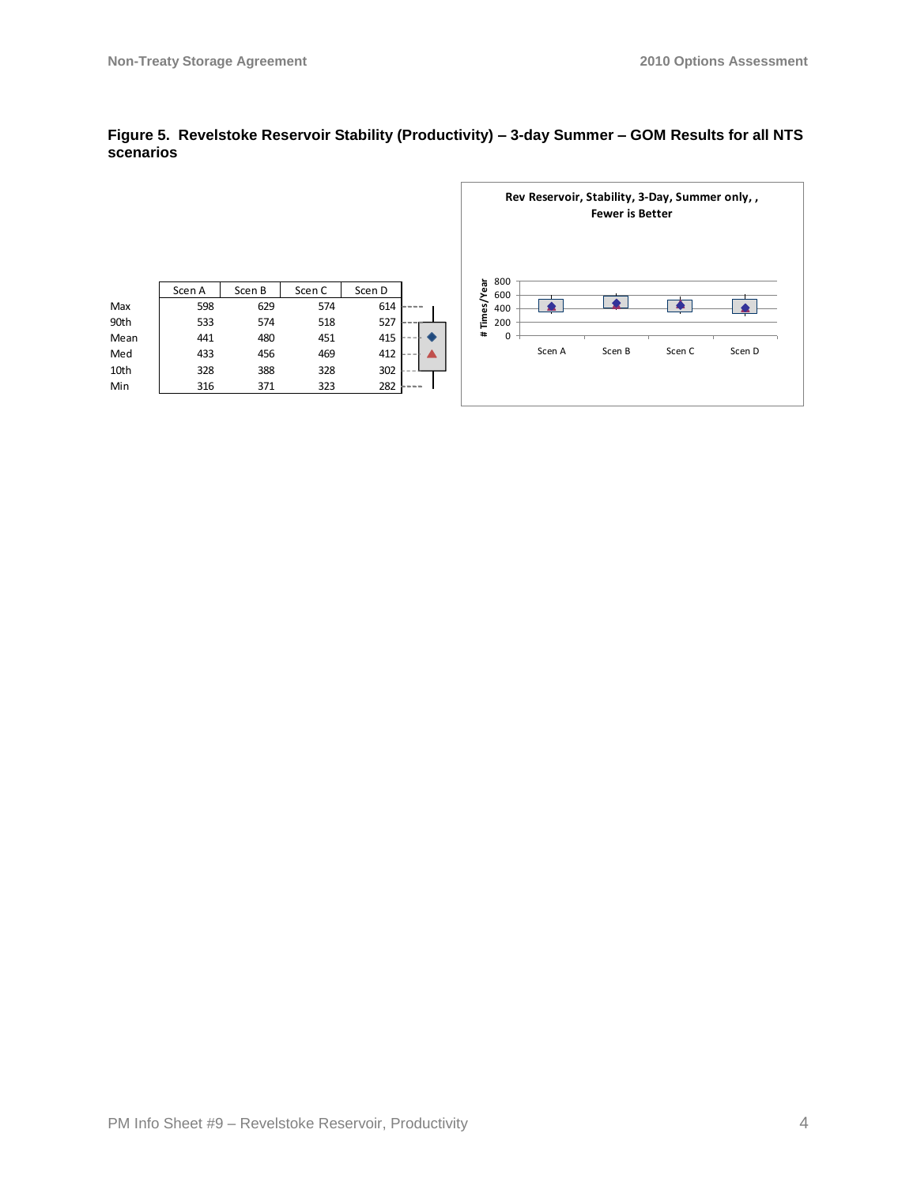**Figure 5. Revelstoke Reservoir Stability (Productivity) – 3-day Summer – GOM Results for all NTS scenarios**

| | Scen A | Scen B | Scen C | Scen D |
|---|---|---|---|---|
| Max | 598 | 629 | 574 | 614 |
| 90th | 533 | 574 | 518 | 527 |
| Mean | 441 | 480 | 451 | 415 |
| Med | 433 | 456 | 469 | 412 |
| 10th | 328 | 388 | 328 | 302 |
| Min | 316 | 371 | 323 | 282 |

Rev Reservoir, Stability, 3-Day, Summer only, ,
Fewer is Better

# Times/Year

800
600
400
200
0

Scen A
Scen B
Scen C
Scen D